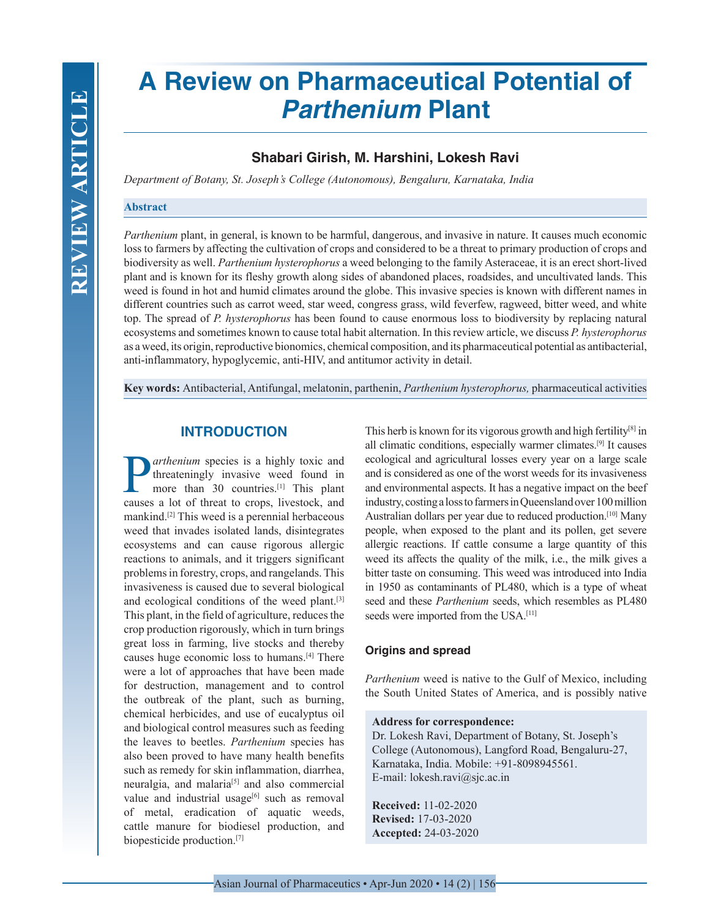REVIEW ARTICLE

# A Review on Pharmaceutical Potential of *Parthenium* Plant

**Shabari Girish, M. Harshini, Lokesh Ravi**

*Department of Botany, St. Joseph's College (Autonomous), Bengaluru, Karnataka, India*

## Abstract

*Parthenium* plant, in general, is known to be harmful, dangerous, and invasive in nature. It causes much economic loss to farmers by affecting the cultivation of crops and considered to be a threat to primary production of crops and biodiversity as well. *Parthenium hysterophorus* a weed belonging to the family Asteraceae, it is an erect short-lived plant and is known for its fleshy growth along sides of abandoned places, roadsides, and uncultivated lands. This weed is found in hot and humid climates around the globe. This invasive species is known with different names in different countries such as carrot weed, star weed, congress grass, wild feverfew, ragweed, bitter weed, and white top. The spread of *P. hysterophorus* has been found to cause enormous loss to biodiversity by replacing natural ecosystems and sometimes known to cause total habit alternation. In this review article, we discuss *P. hysterophorus* as a weed, its origin, reproductive bionomics, chemical composition, and its pharmaceutical potential as antibacterial, anti-inflammatory, hypoglycemic, anti-HIV, and antitumor activity in detail.

**Key words:** Antibacterial, Antifungal, melatonin, parthenin, *Parthenium hysterophorus,* pharmaceutical activities

## INTRODUCTION

*Parthenium* species is a highly toxic and threateningly invasive weed found in more than 30 countries.[1] This plant causes a lot of threat to crops, livestock, and mankind.[2] This weed is a perennial herbaceous weed that invades isolated lands, disintegrates ecosystems and can cause rigorous allergic reactions to animals, and it triggers significant problems in forestry, crops, and rangelands. This invasiveness is caused due to several biological and ecological conditions of the weed plant.[3] This plant, in the field of agriculture, reduces the crop production rigorously, which in turn brings great loss in farming, live stocks and thereby causes huge economic loss to humans.[4] There were a lot of approaches that have been made for destruction, management and to control the outbreak of the plant, such as burning, chemical herbicides, and use of eucalyptus oil and biological control measures such as feeding the leaves to beetles. *Parthenium* species has also been proved to have many health benefits such as remedy for skin inflammation, diarrhea, neuralgia, and malaria[5] and also commercial value and industrial usage[6] such as removal of metal, eradication of aquatic weeds, cattle manure for biodiesel production, and biopesticide production.[7]

This herb is known for its vigorous growth and high fertility[8] in all climatic conditions, especially warmer climates.[9] It causes ecological and agricultural losses every year on a large scale and is considered as one of the worst weeds for its invasiveness and environmental aspects. It has a negative impact on the beef industry, costing a loss to farmers in Queensland over 100 million Australian dollars per year due to reduced production.[10] Many people, when exposed to the plant and its pollen, get severe allergic reactions. If cattle consume a large quantity of this weed its affects the quality of the milk, i.e., the milk gives a bitter taste on consuming. This weed was introduced into India in 1950 as contaminants of PL480, which is a type of wheat seed and these *Parthenium* seeds, which resembles as PL480 seeds were imported from the USA.[11]

### Origins and spread

*Parthenium* weed is native to the Gulf of Mexico, including the South United States of America, and is possibly native

**Address for correspondence:**
Dr. Lokesh Ravi, Department of Botany, St. Joseph's College (Autonomous), Langford Road, Bengaluru-27, Karnataka, India. Mobile: +91-8098945561.
E-mail: lokesh.ravi@sjc.ac.in

**Received:** 11-02-2020
**Revised:** 17-03-2020
**Accepted:** 24-03-2020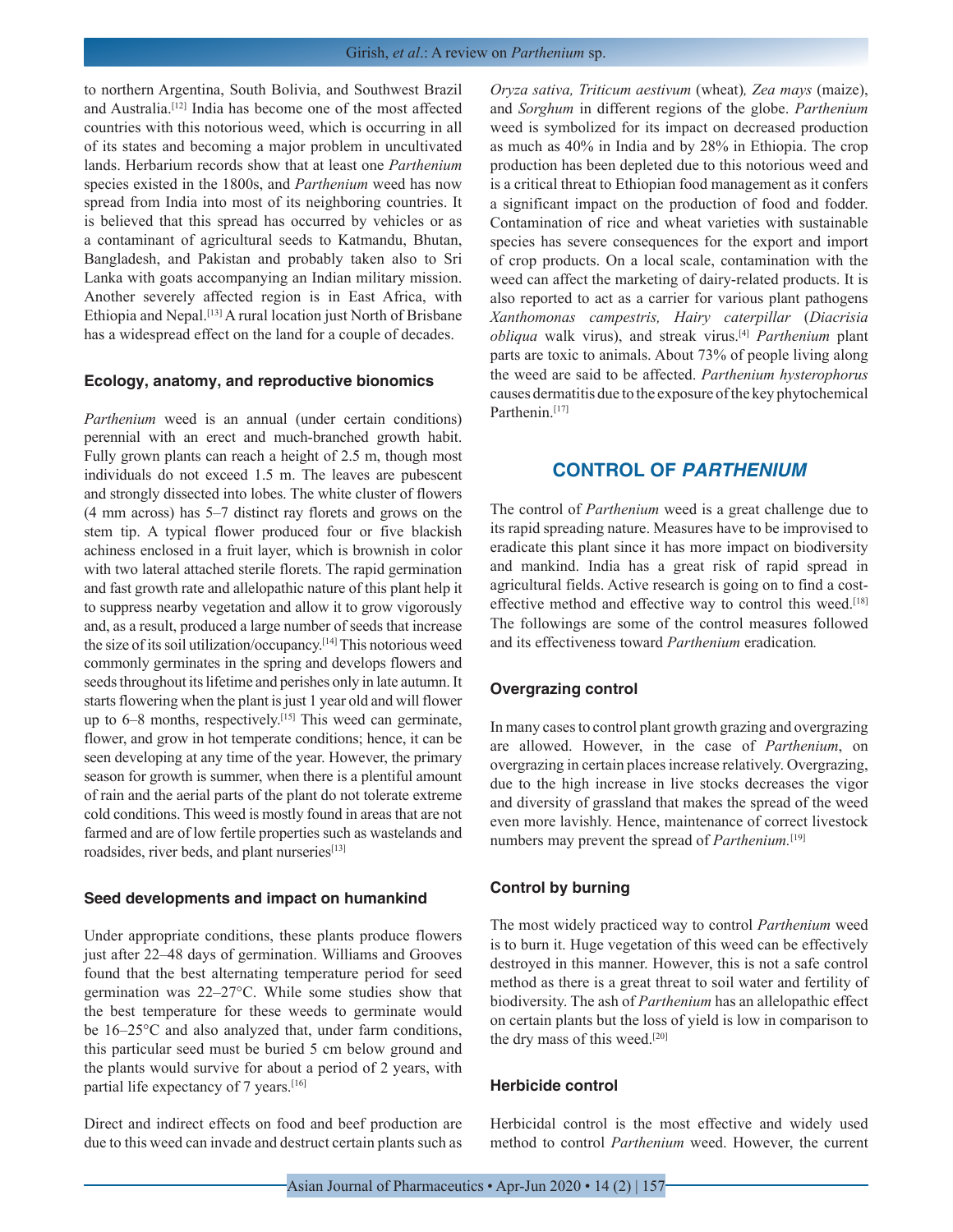to northern Argentina, South Bolivia, and Southwest Brazil and Australia.[12] India has become one of the most affected countries with this notorious weed, which is occurring in all of its states and becoming a major problem in uncultivated lands. Herbarium records show that at least one *Parthenium* species existed in the 1800s, and *Parthenium* weed has now spread from India into most of its neighboring countries. It is believed that this spread has occurred by vehicles or as a contaminant of agricultural seeds to Katmandu, Bhutan, Bangladesh, and Pakistan and probably taken also to Sri Lanka with goats accompanying an Indian military mission. Another severely affected region is in East Africa, with Ethiopia and Nepal.[13] A rural location just North of Brisbane has a widespread effect on the land for a couple of decades.

### Ecology, anatomy, and reproductive bionomics

*Parthenium* weed is an annual (under certain conditions) perennial with an erect and much-branched growth habit. Fully grown plants can reach a height of 2.5 m, though most individuals do not exceed 1.5 m. The leaves are pubescent and strongly dissected into lobes. The white cluster of flowers (4 mm across) has 5–7 distinct ray florets and grows on the stem tip. A typical flower produced four or five blackish achiness enclosed in a fruit layer, which is brownish in color with two lateral attached sterile florets. The rapid germination and fast growth rate and allelopathic nature of this plant help it to suppress nearby vegetation and allow it to grow vigorously and, as a result, produced a large number of seeds that increase the size of its soil utilization/occupancy.[14] This notorious weed commonly germinates in the spring and develops flowers and seeds throughout its lifetime and perishes only in late autumn. It starts flowering when the plant is just 1 year old and will flower up to 6–8 months, respectively.[15] This weed can germinate, flower, and grow in hot temperate conditions; hence, it can be seen developing at any time of the year. However, the primary season for growth is summer, when there is a plentiful amount of rain and the aerial parts of the plant do not tolerate extreme cold conditions. This weed is mostly found in areas that are not farmed and are of low fertile properties such as wastelands and roadsides, river beds, and plant nurseries[13]

### Seed developments and impact on humankind

Under appropriate conditions, these plants produce flowers just after 22–48 days of germination. Williams and Grooves found that the best alternating temperature period for seed germination was 22–27°C. While some studies show that the best temperature for these weeds to germinate would be 16–25°C and also analyzed that, under farm conditions, this particular seed must be buried 5 cm below ground and the plants would survive for about a period of 2 years, with partial life expectancy of 7 years.[16]

Direct and indirect effects on food and beef production are due to this weed can invade and destruct certain plants such as *Oryza sativa, Triticum aestivum* (wheat)*, Zea mays* (maize), and *Sorghum* in different regions of the globe. *Parthenium* weed is symbolized for its impact on decreased production as much as 40% in India and by 28% in Ethiopia. The crop production has been depleted due to this notorious weed and is a critical threat to Ethiopian food management as it confers a significant impact on the production of food and fodder. Contamination of rice and wheat varieties with sustainable species has severe consequences for the export and import of crop products. On a local scale, contamination with the weed can affect the marketing of dairy-related products. It is also reported to act as a carrier for various plant pathogens *Xanthomonas campestris, Hairy caterpillar* (*Diacrisia obliqua* walk virus), and streak virus.[4] *Parthenium* plant parts are toxic to animals. About 73% of people living along the weed are said to be affected. *Parthenium hysterophorus* causes dermatitis due to the exposure of the key phytochemical Parthenin.[17]

## CONTROL OF *PARTHENIUM*

The control of *Parthenium* weed is a great challenge due to its rapid spreading nature. Measures have to be improvised to eradicate this plant since it has more impact on biodiversity and mankind. India has a great risk of rapid spread in agricultural fields. Active research is going on to find a cost-effective method and effective way to control this weed.[18] The followings are some of the control measures followed and its effectiveness toward *Parthenium* eradication*.*

### Overgrazing control

In many cases to control plant growth grazing and overgrazing are allowed. However, in the case of *Parthenium*, on overgrazing in certain places increase relatively. Overgrazing, due to the high increase in live stocks decreases the vigor and diversity of grassland that makes the spread of the weed even more lavishly. Hence, maintenance of correct livestock numbers may prevent the spread of *Parthenium.*[19]

### Control by burning

The most widely practiced way to control *Parthenium* weed is to burn it. Huge vegetation of this weed can be effectively destroyed in this manner. However, this is not a safe control method as there is a great threat to soil water and fertility of biodiversity. The ash of *Parthenium* has an allelopathic effect on certain plants but the loss of yield is low in comparison to the dry mass of this weed.[20]

### Herbicide control

Herbicidal control is the most effective and widely used method to control *Parthenium* weed. However, the current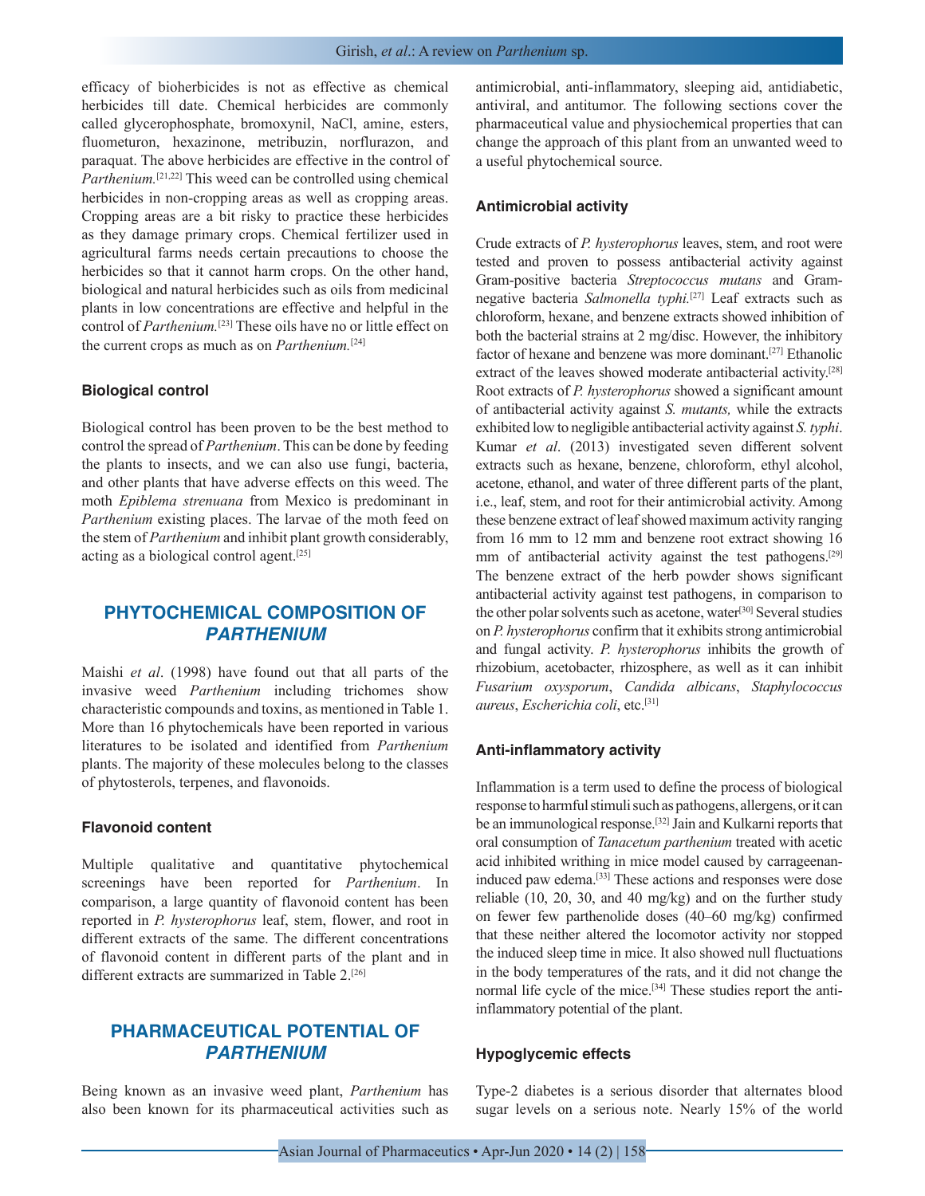efficacy of bioherbicides is not as effective as chemical herbicides till date. Chemical herbicides are commonly called glycerophosphate, bromoxynil, NaCl, amine, esters, fluometuron, hexazinone, metribuzin, norflurazon, and paraquat. The above herbicides are effective in the control of *Parthenium.*[21,22] This weed can be controlled using chemical herbicides in non-cropping areas as well as cropping areas. Cropping areas are a bit risky to practice these herbicides as they damage primary crops. Chemical fertilizer used in agricultural farms needs certain precautions to choose the herbicides so that it cannot harm crops. On the other hand, biological and natural herbicides such as oils from medicinal plants in low concentrations are effective and helpful in the control of *Parthenium.*[23] These oils have no or little effect on the current crops as much as on *Parthenium.*[24]

### Biological control

Biological control has been proven to be the best method to control the spread of *Parthenium*. This can be done by feeding the plants to insects, and we can also use fungi, bacteria, and other plants that have adverse effects on this weed. The moth *Epiblema strenuana* from Mexico is predominant in *Parthenium* existing places. The larvae of the moth feed on the stem of *Parthenium* and inhibit plant growth considerably, acting as a biological control agent.[25]

## PHYTOCHEMICAL COMPOSITION OF *PARTHENIUM*

Maishi *et al*. (1998) have found out that all parts of the invasive weed *Parthenium* including trichomes show characteristic compounds and toxins, as mentioned in Table 1. More than 16 phytochemicals have been reported in various literatures to be isolated and identified from *Parthenium* plants. The majority of these molecules belong to the classes of phytosterols, terpenes, and flavonoids.

### Flavonoid content

Multiple qualitative and quantitative phytochemical screenings have been reported for *Parthenium*. In comparison, a large quantity of flavonoid content has been reported in *P. hysterophorus* leaf, stem, flower, and root in different extracts of the same. The different concentrations of flavonoid content in different parts of the plant and in different extracts are summarized in Table 2.[26]

## PHARMACEUTICAL POTENTIAL OF *PARTHENIUM*

Being known as an invasive weed plant, *Parthenium* has also been known for its pharmaceutical activities such as antimicrobial, anti-inflammatory, sleeping aid, antidiabetic, antiviral, and antitumor. The following sections cover the pharmaceutical value and physiochemical properties that can change the approach of this plant from an unwanted weed to a useful phytochemical source.

### Antimicrobial activity

Crude extracts of *P. hysterophorus* leaves, stem, and root were tested and proven to possess antibacterial activity against Gram-positive bacteria *Streptococcus mutans* and Gram-negative bacteria *Salmonella typhi.*[27] Leaf extracts such as chloroform, hexane, and benzene extracts showed inhibition of both the bacterial strains at 2 mg/disc. However, the inhibitory factor of hexane and benzene was more dominant.[27] Ethanolic extract of the leaves showed moderate antibacterial activity.[28] Root extracts of *P. hysterophorus* showed a significant amount of antibacterial activity against *S. mutants,* while the extracts exhibited low to negligible antibacterial activity against *S. typhi*. Kumar *et al*. (2013) investigated seven different solvent extracts such as hexane, benzene, chloroform, ethyl alcohol, acetone, ethanol, and water of three different parts of the plant, i.e., leaf, stem, and root for their antimicrobial activity. Among these benzene extract of leaf showed maximum activity ranging from 16 mm to 12 mm and benzene root extract showing 16 mm of antibacterial activity against the test pathogens.[29] The benzene extract of the herb powder shows significant antibacterial activity against test pathogens, in comparison to the other polar solvents such as acetone, water[30] Several studies on *P. hysterophorus* confirm that it exhibits strong antimicrobial and fungal activity. *P. hysterophorus* inhibits the growth of rhizobium, acetobacter, rhizosphere, as well as it can inhibit *Fusarium oxysporum*, *Candida albicans*, *Staphylococcus aureus*, *Escherichia coli*, etc.[31]

### Anti-inflammatory activity

Inflammation is a term used to define the process of biological response to harmful stimuli such as pathogens, allergens, or it can be an immunological response.[32] Jain and Kulkarni reports that oral consumption of *Tanacetum parthenium* treated with acetic acid inhibited writhing in mice model caused by carrageenan-induced paw edema.[33] These actions and responses were dose reliable (10, 20, 30, and 40 mg/kg) and on the further study on fewer few parthenolide doses (40–60 mg/kg) confirmed that these neither altered the locomotor activity nor stopped the induced sleep time in mice. It also showed null fluctuations in the body temperatures of the rats, and it did not change the normal life cycle of the mice.[34] These studies report the anti-inflammatory potential of the plant.

### Hypoglycemic effects

Type-2 diabetes is a serious disorder that alternates blood sugar levels on a serious note. Nearly 15% of the world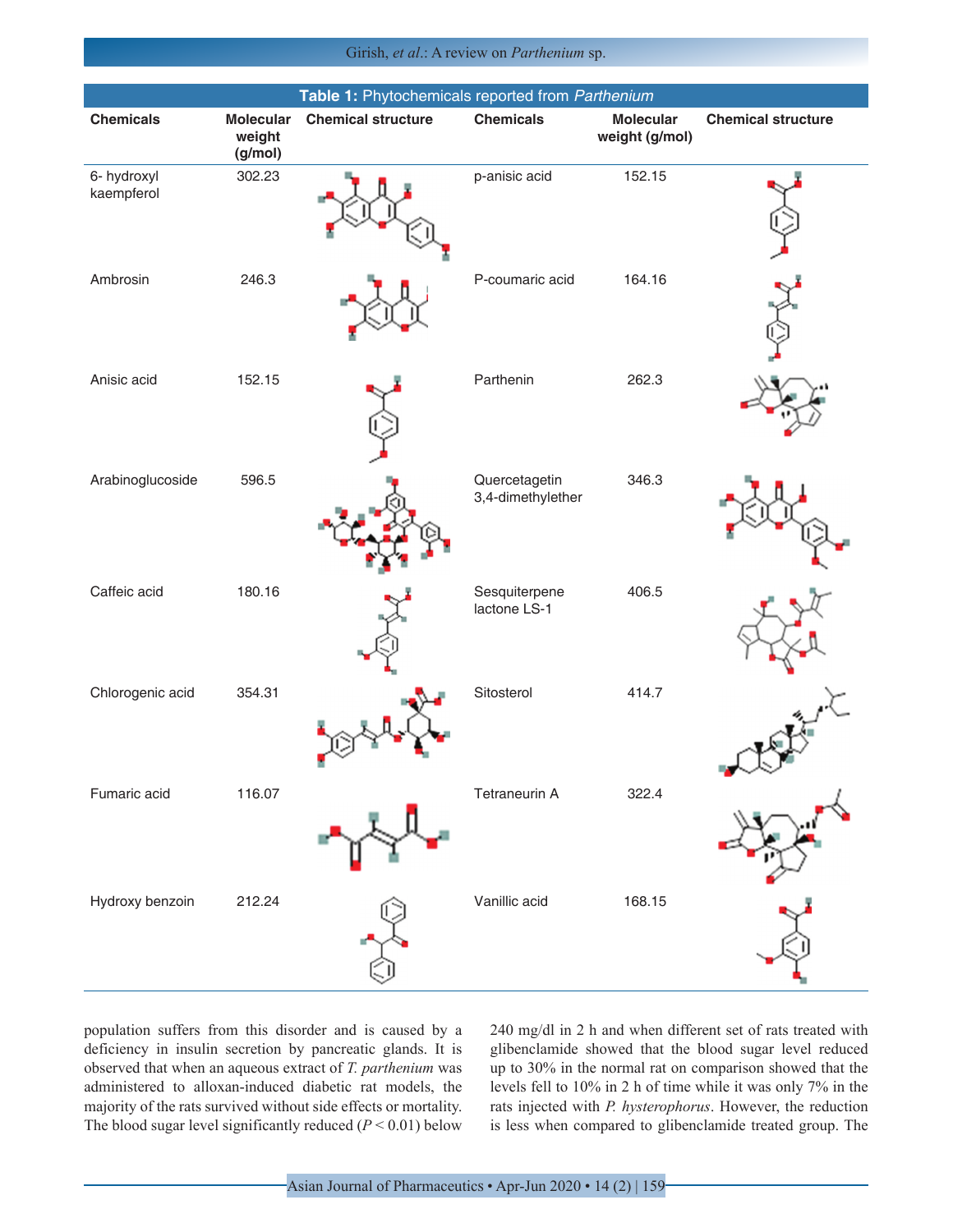**Table 1:** Phytochemicals reported from *Parthenium*

| Chemicals | Molecular weight (g/mol) | Chemical structure | Chemicals | Molecular weight (g/mol) | Chemical structure |
|---|---|---|---|---|---|
| 6- hydroxyl kaempferol | 302.23 | | p-anisic acid | 152.15 | |
| Ambrosin | 246.3 | | P-coumaric acid | 164.16 | |
| Anisic acid | 152.15 | | Parthenin | 262.3 | |
| Arabinoglucoside | 596.5 | | Quercetagetin 3,4-dimethylether | 346.3 | |
| Caffeic acid | 180.16 | | Sesquiterpene lactone LS-1 | 406.5 | |
| Chlorogenic acid | 354.31 | | Sitosterol | 414.7 | |
| Fumaric acid | 116.07 | | Tetraneurin A | 322.4 | |
| Hydroxy benzoin | 212.24 | | Vanillic acid | 168.15 | |

population suffers from this disorder and is caused by a deficiency in insulin secretion by pancreatic glands. It is observed that when an aqueous extract of *T. parthenium* was administered to alloxan-induced diabetic rat models, the majority of the rats survived without side effects or mortality. The blood sugar level significantly reduced ($P < 0.01$) below 240 mg/dl in 2 h and when different set of rats treated with glibenclamide showed that the blood sugar level reduced up to 30% in the normal rat on comparison showed that the levels fell to 10% in 2 h of time while it was only 7% in the rats injected with *P. hysterophorus*. However, the reduction is less when compared to glibenclamide treated group. The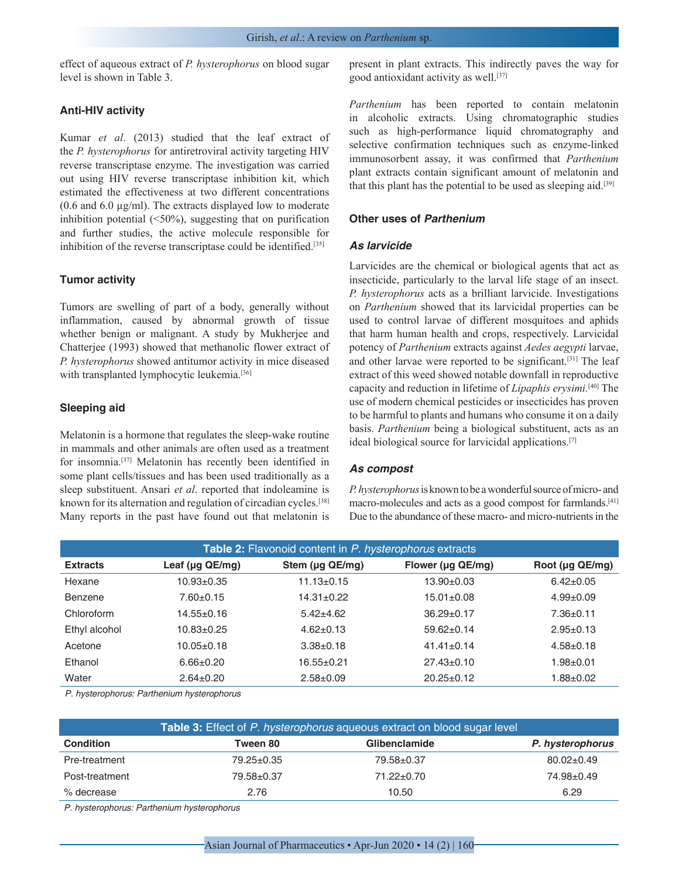effect of aqueous extract of *P. hysterophorus* on blood sugar level is shown in Table 3.

### Anti-HIV activity

Kumar *et al*. (2013) studied that the leaf extract of the *P. hysterophorus* for antiretroviral activity targeting HIV reverse transcriptase enzyme. The investigation was carried out using HIV reverse transcriptase inhibition kit, which estimated the effectiveness at two different concentrations (0.6 and 6.0 µg/ml). The extracts displayed low to moderate inhibition potential (<50%), suggesting that on purification and further studies, the active molecule responsible for inhibition of the reverse transcriptase could be identified.[35]

### Tumor activity

Tumors are swelling of part of a body, generally without inflammation, caused by abnormal growth of tissue whether benign or malignant. A study by Mukherjee and Chatterjee (1993) showed that methanolic flower extract of *P. hysterophorus* showed antitumor activity in mice diseased with transplanted lymphocytic leukemia.[36]

### Sleeping aid

Melatonin is a hormone that regulates the sleep-wake routine in mammals and other animals are often used as a treatment for insomnia.[37] Melatonin has recently been identified in some plant cells/tissues and has been used traditionally as a sleep substituent. Ansari *et al*. reported that indoleamine is known for its alternation and regulation of circadian cycles.[38] Many reports in the past have found out that melatonin is present in plant extracts. This indirectly paves the way for good antioxidant activity as well.[37]

*Parthenium* has been reported to contain melatonin in alcoholic extracts. Using chromatographic studies such as high-performance liquid chromatography and selective confirmation techniques such as enzyme-linked immunosorbent assay, it was confirmed that *Parthenium* plant extracts contain significant amount of melatonin and that this plant has the potential to be used as sleeping aid.[39]

## Other uses of *Parthenium*

### *As larvicide*

Larvicides are the chemical or biological agents that act as insecticide, particularly to the larval life stage of an insect. *P. hysterophorus* acts as a brilliant larvicide. Investigations on *Parthenium* showed that its larvicidal properties can be used to control larvae of different mosquitoes and aphids that harm human health and crops, respectively. Larvicidal potency of *Parthenium* extracts against *Aedes aegypti* larvae, and other larvae were reported to be significant.[31] The leaf extract of this weed showed notable downfall in reproductive capacity and reduction in lifetime of *Lipaphis erysimi*.[40] The use of modern chemical pesticides or insecticides has proven to be harmful to plants and humans who consume it on a daily basis. *Parthenium* being a biological substituent, acts as an ideal biological source for larvicidal applications.[7]

### *As compost*

*P. hysterophorus* is known to be a wonderful source of micro- and macro-molecules and acts as a good compost for farmlands.[41] Due to the abundance of these macro- and micro-nutrients in the

**Table 2:** Flavonoid content in *P. hysterophorus* extracts

| Extracts | Leaf (µg QE/mg) | Stem (µg QE/mg) | Flower (µg QE/mg) | Root (µg QE/mg) |
|---|---|---|---|---|
| Hexane | 10.93±0.35 | 11.13±0.15 | 13.90±0.03 | 6.42±0.05 |
| Benzene | 7.60±0.15 | 14.31±0.22 | 15.01±0.08 | 4.99±0.09 |
| Chloroform | 14.55±0.16 | 5.42±4.62 | 36.29±0.17 | 7.36±0.11 |
| Ethyl alcohol | 10.83±0.25 | 4.62±0.13 | 59.62±0.14 | 2.95±0.13 |
| Acetone | 10.05±0.18 | 3.38±0.18 | 41.41±0.14 | 4.58±0.18 |
| Ethanol | 6.66±0.20 | 16.55±0.21 | 27.43±0.10 | 1.98±0.01 |
| Water | 2.64±0.20 | 2.58±0.09 | 20.25±0.12 | 1.88±0.02 |

*P. hysterophorus: Parthenium hysterophorus*

**Table 3:** Effect of *P. hysterophorus* aqueous extract on blood sugar level

| Condition | Tween 80 | Glibenclamide | *P. hysterophorus* |
|---|---|---|---|
| Pre-treatment | 79.25±0.35 | 79.58±0.37 | 80.02±0.49 |
| Post-treatment | 79.58±0.37 | 71.22±0.70 | 74.98±0.49 |
| % decrease | 2.76 | 10.50 | 6.29 |

*P. hysterophorus: Parthenium hysterophorus*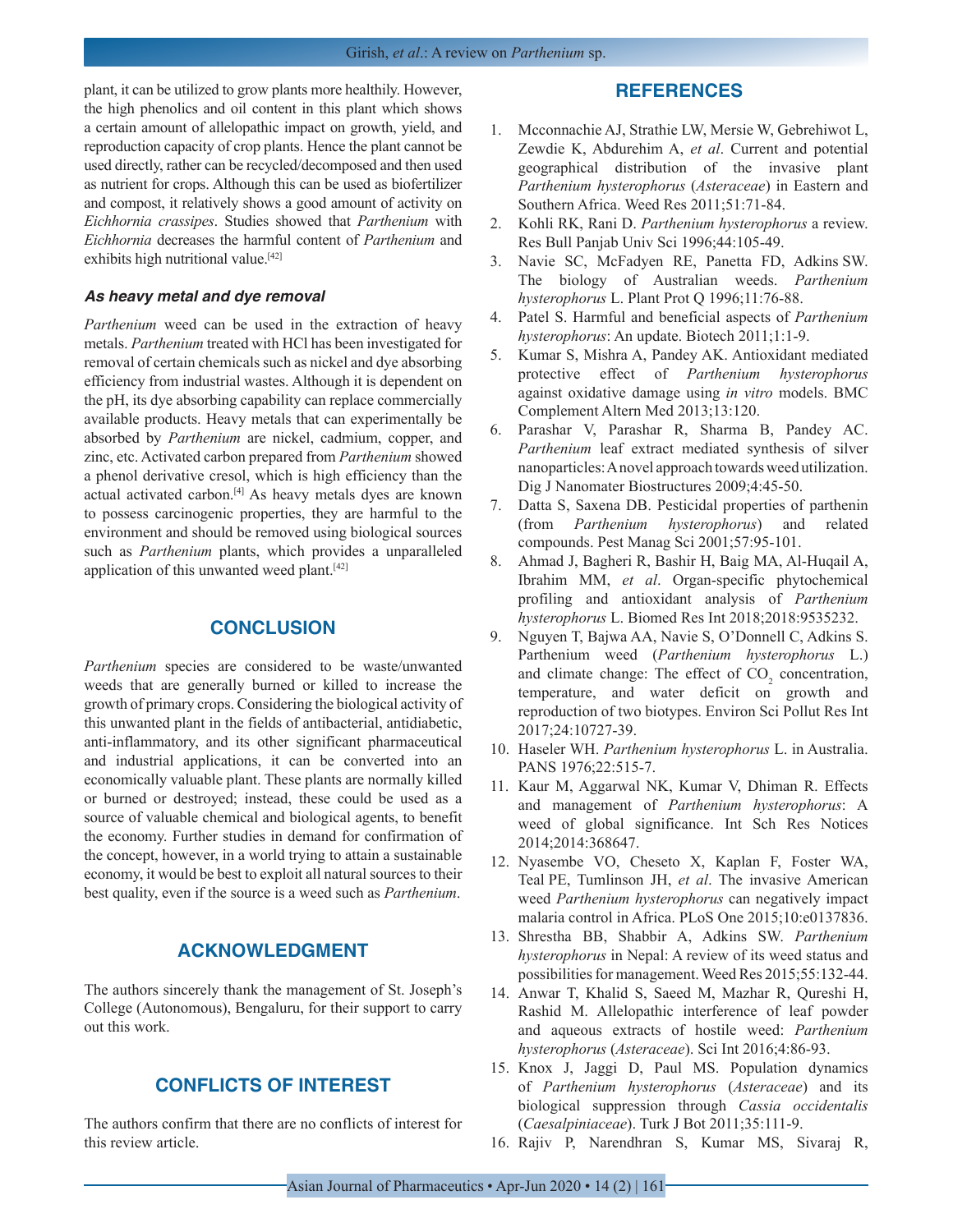plant, it can be utilized to grow plants more healthily. However, the high phenolics and oil content in this plant which shows a certain amount of allelopathic impact on growth, yield, and reproduction capacity of crop plants. Hence the plant cannot be used directly, rather can be recycled/decomposed and then used as nutrient for crops. Although this can be used as biofertilizer and compost, it relatively shows a good amount of activity on *Eichhornia crassipes*. Studies showed that *Parthenium* with *Eichhornia* decreases the harmful content of *Parthenium* and exhibits high nutritional value.[42]

### *As heavy metal and dye removal*

*Parthenium* weed can be used in the extraction of heavy metals. *Parthenium* treated with HCl has been investigated for removal of certain chemicals such as nickel and dye absorbing efficiency from industrial wastes. Although it is dependent on the pH, its dye absorbing capability can replace commercially available products. Heavy metals that can experimentally be absorbed by *Parthenium* are nickel, cadmium, copper, and zinc, etc. Activated carbon prepared from *Parthenium* showed a phenol derivative cresol, which is high efficiency than the actual activated carbon.[4] As heavy metals dyes are known to possess carcinogenic properties, they are harmful to the environment and should be removed using biological sources such as *Parthenium* plants, which provides a unparalleled application of this unwanted weed plant.[42]

## CONCLUSION

*Parthenium* species are considered to be waste/unwanted weeds that are generally burned or killed to increase the growth of primary crops. Considering the biological activity of this unwanted plant in the fields of antibacterial, antidiabetic, anti-inflammatory, and its other significant pharmaceutical and industrial applications, it can be converted into an economically valuable plant. These plants are normally killed or burned or destroyed; instead, these could be used as a source of valuable chemical and biological agents, to benefit the economy. Further studies in demand for confirmation of the concept, however, in a world trying to attain a sustainable economy, it would be best to exploit all natural sources to their best quality, even if the source is a weed such as *Parthenium*.

## ACKNOWLEDGMENT

The authors sincerely thank the management of St. Joseph's College (Autonomous), Bengaluru, for their support to carry out this work.

## CONFLICTS OF INTEREST

The authors confirm that there are no conflicts of interest for this review article.

## REFERENCES

1. Mcconnachie AJ, Strathie LW, Mersie W, Gebrehiwot L, Zewdie K, Abdurehim A, *et al*. Current and potential geographical distribution of the invasive plant *Parthenium hysterophorus* (*Asteraceae*) in Eastern and Southern Africa. Weed Res 2011;51:71-84.
2. Kohli RK, Rani D. *Parthenium hysterophorus* a review. Res Bull Panjab Univ Sci 1996;44:105-49.
3. Navie SC, McFadyen RE, Panetta FD, Adkins SW. The biology of Australian weeds. *Parthenium hysterophorus* L. Plant Prot Q 1996;11:76-88.
4. Patel S. Harmful and beneficial aspects of *Parthenium hysterophorus*: An update. Biotech 2011;1:1-9.
5. Kumar S, Mishra A, Pandey AK. Antioxidant mediated protective effect of *Parthenium hysterophorus* against oxidative damage using *in vitro* models. BMC Complement Altern Med 2013;13:120.
6. Parashar V, Parashar R, Sharma B, Pandey AC. *Parthenium* leaf extract mediated synthesis of silver nanoparticles: A novel approach towards weed utilization. Dig J Nanomater Biostructures 2009;4:45-50.
7. Datta S, Saxena DB. Pesticidal properties of parthenin (from *Parthenium hysterophorus*) and related compounds. Pest Manag Sci 2001;57:95-101.
8. Ahmad J, Bagheri R, Bashir H, Baig MA, Al-Huqail A, Ibrahim MM, *et al*. Organ-specific phytochemical profiling and antioxidant analysis of *Parthenium hysterophorus* L. Biomed Res Int 2018;2018:9535232.
9. Nguyen T, Bajwa AA, Navie S, O'Donnell C, Adkins S. Parthenium weed (*Parthenium hysterophorus* L.) and climate change: The effect of $CO_2$ concentration, temperature, and water deficit on growth and reproduction of two biotypes. Environ Sci Pollut Res Int 2017;24:10727-39.
10. Haseler WH. *Parthenium hysterophorus* L. in Australia. PANS 1976;22:515-7.
11. Kaur M, Aggarwal NK, Kumar V, Dhiman R. Effects and management of *Parthenium hysterophorus*: A weed of global significance. Int Sch Res Notices 2014;2014:368647.
12. Nyasembe VO, Cheseto X, Kaplan F, Foster WA, Teal PE, Tumlinson JH, *et al*. The invasive American weed *Parthenium hysterophorus* can negatively impact malaria control in Africa. PLoS One 2015;10:e0137836.
13. Shrestha BB, Shabbir A, Adkins SW. *Parthenium hysterophorus* in Nepal: A review of its weed status and possibilities for management. Weed Res 2015;55:132-44.
14. Anwar T, Khalid S, Saeed M, Mazhar R, Qureshi H, Rashid M. Allelopathic interference of leaf powder and aqueous extracts of hostile weed: *Parthenium hysterophorus* (*Asteraceae*). Sci Int 2016;4:86-93.
15. Knox J, Jaggi D, Paul MS. Population dynamics of *Parthenium hysterophorus* (*Asteraceae*) and its biological suppression through *Cassia occidentalis* (*Caesalpiniaceae*). Turk J Bot 2011;35:111-9.
16. Rajiv P, Narendhran S, Kumar MS, Sivaraj R,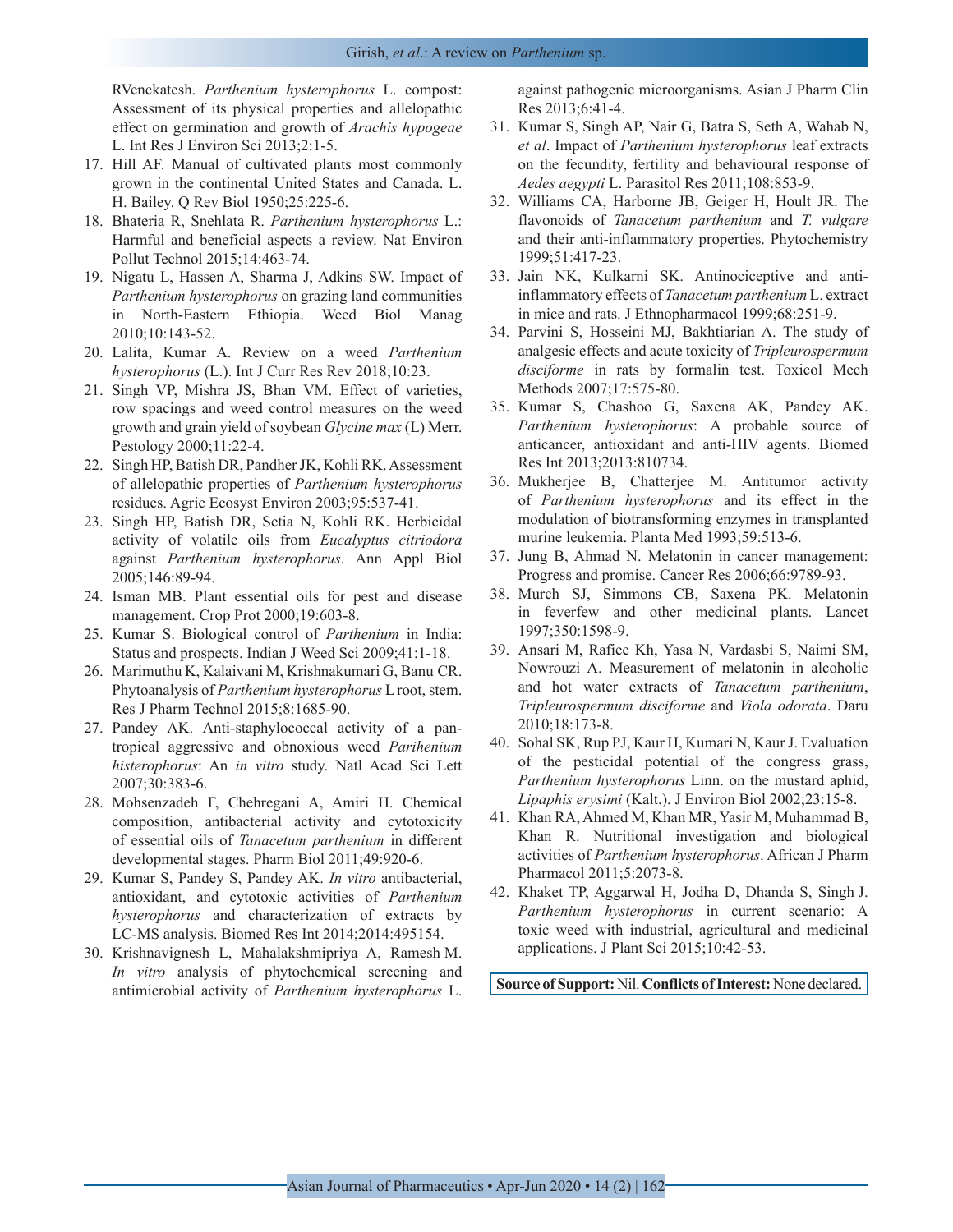RVenckatesh. *Parthenium hysterophorus* L. compost: Assessment of its physical properties and allelopathic effect on germination and growth of *Arachis hypogeae* L. Int Res J Environ Sci 2013;2:1-5.

17. Hill AF. Manual of cultivated plants most commonly grown in the continental United States and Canada. L. H. Bailey. Q Rev Biol 1950;25:225-6.
18. Bhateria R, Snehlata R. *Parthenium hysterophorus* L.: Harmful and beneficial aspects a review. Nat Environ Pollut Technol 2015;14:463-74.
19. Nigatu L, Hassen A, Sharma J, Adkins SW. Impact of *Parthenium hysterophorus* on grazing land communities in North-Eastern Ethiopia. Weed Biol Manag 2010;10:143-52.
20. Lalita, Kumar A. Review on a weed *Parthenium hysterophorus* (L.). Int J Curr Res Rev 2018;10:23.
21. Singh VP, Mishra JS, Bhan VM. Effect of varieties, row spacings and weed control measures on the weed growth and grain yield of soybean *Glycine max* (L) Merr. Pestology 2000;11:22-4.
22. Singh HP, Batish DR, Pandher JK, Kohli RK. Assessment of allelopathic properties of *Parthenium hysterophorus* residues. Agric Ecosyst Environ 2003;95:537-41.
23. Singh HP, Batish DR, Setia N, Kohli RK. Herbicidal activity of volatile oils from *Eucalyptus citriodora* against *Parthenium hysterophorus*. Ann Appl Biol 2005;146:89-94.
24. Isman MB. Plant essential oils for pest and disease management. Crop Prot 2000;19:603-8.
25. Kumar S. Biological control of *Parthenium* in India: Status and prospects. Indian J Weed Sci 2009;41:1-18.
26. Marimuthu K, Kalaivani M, Krishnakumari G, Banu CR. Phytoanalysis of *Parthenium hysterophorus* L root, stem. Res J Pharm Technol 2015;8:1685-90.
27. Pandey AK. Anti-staphylococcal activity of a pan-tropical aggressive and obnoxious weed *Parihenium histerophorus*: An *in vitro* study. Natl Acad Sci Lett 2007;30:383-6.
28. Mohsenzadeh F, Chehregani A, Amiri H. Chemical composition, antibacterial activity and cytotoxicity of essential oils of *Tanacetum parthenium* in different developmental stages. Pharm Biol 2011;49:920-6.
29. Kumar S, Pandey S, Pandey AK. *In vitro* antibacterial, antioxidant, and cytotoxic activities of *Parthenium hysterophorus* and characterization of extracts by LC-MS analysis. Biomed Res Int 2014;2014:495154.
30. Krishnavignesh L, Mahalakshmipriya A, Ramesh M. *In vitro* analysis of phytochemical screening and antimicrobial activity of *Parthenium hysterophorus* L. against pathogenic microorganisms. Asian J Pharm Clin Res 2013;6:41-4.
31. Kumar S, Singh AP, Nair G, Batra S, Seth A, Wahab N, *et al*. Impact of *Parthenium hysterophorus* leaf extracts on the fecundity, fertility and behavioural response of *Aedes aegypti* L. Parasitol Res 2011;108:853-9.
32. Williams CA, Harborne JB, Geiger H, Hoult JR. The flavonoids of *Tanacetum parthenium* and *T. vulgare* and their anti-inflammatory properties. Phytochemistry 1999;51:417-23.
33. Jain NK, Kulkarni SK. Antinociceptive and anti-inflammatory effects of *Tanacetum parthenium* L. extract in mice and rats. J Ethnopharmacol 1999;68:251-9.
34. Parvini S, Hosseini MJ, Bakhtiarian A. The study of analgesic effects and acute toxicity of *Tripleurospermum disciforme* in rats by formalin test. Toxicol Mech Methods 2007;17:575-80.
35. Kumar S, Chashoo G, Saxena AK, Pandey AK. *Parthenium hysterophorus*: A probable source of anticancer, antioxidant and anti-HIV agents. Biomed Res Int 2013;2013:810734.
36. Mukherjee B, Chatterjee M. Antitumor activity of *Parthenium hysterophorus* and its effect in the modulation of biotransforming enzymes in transplanted murine leukemia. Planta Med 1993;59:513-6.
37. Jung B, Ahmad N. Melatonin in cancer management: Progress and promise. Cancer Res 2006;66:9789-93.
38. Murch SJ, Simmons CB, Saxena PK. Melatonin in feverfew and other medicinal plants. Lancet 1997;350:1598-9.
39. Ansari M, Rafiee Kh, Yasa N, Vardasbi S, Naimi SM, Nowrouzi A. Measurement of melatonin in alcoholic and hot water extracts of *Tanacetum parthenium*, *Tripleurospermum disciforme* and *Viola odorata*. Daru 2010;18:173-8.
40. Sohal SK, Rup PJ, Kaur H, Kumari N, Kaur J. Evaluation of the pesticidal potential of the congress grass, *Parthenium hysterophorus* Linn. on the mustard aphid, *Lipaphis erysimi* (Kalt.). J Environ Biol 2002;23:15-8.
41. Khan RA, Ahmed M, Khan MR, Yasir M, Muhammad B, Khan R. Nutritional investigation and biological activities of *Parthenium hysterophorus*. African J Pharm Pharmacol 2011;5:2073-8.
42. Khaket TP, Aggarwal H, Jodha D, Dhanda S, Singh J. *Parthenium hysterophorus* in current scenario: A toxic weed with industrial, agricultural and medicinal applications. J Plant Sci 2015;10:42-53.

**Source of Support:** Nil. **Conflicts of Interest:** None declared.